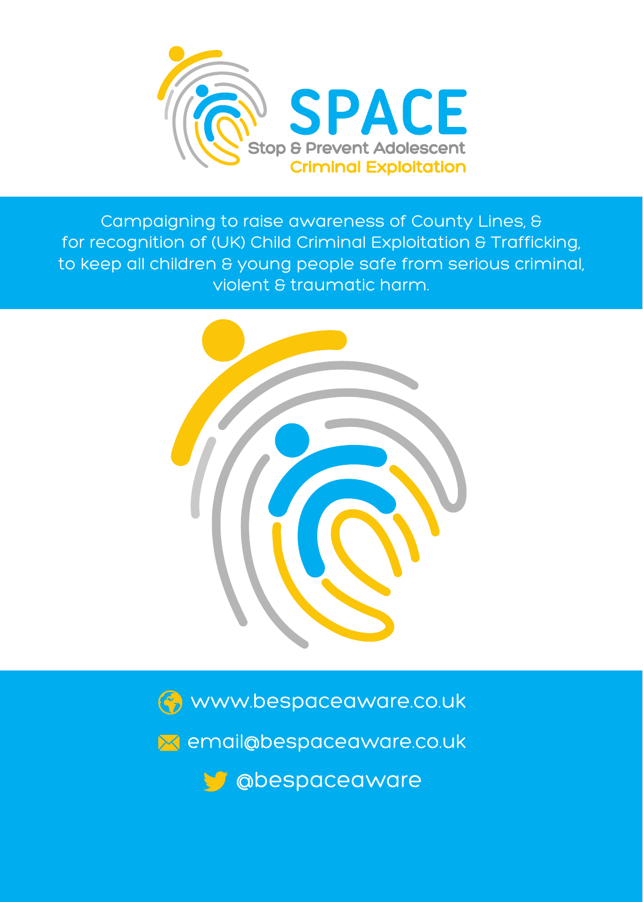# SPACE

**Stop & Prevent Adolescent Criminal Exploitation**

Campaigning to raise awareness of County Lines, & for recognition of (UK) Child Criminal Exploitation & Trafficking, to keep all children & young people safe from serious criminal, violent & traumatic harm.

www.bespaceaware.co.uk

email@bespaceaware.co.uk

@bespaceaware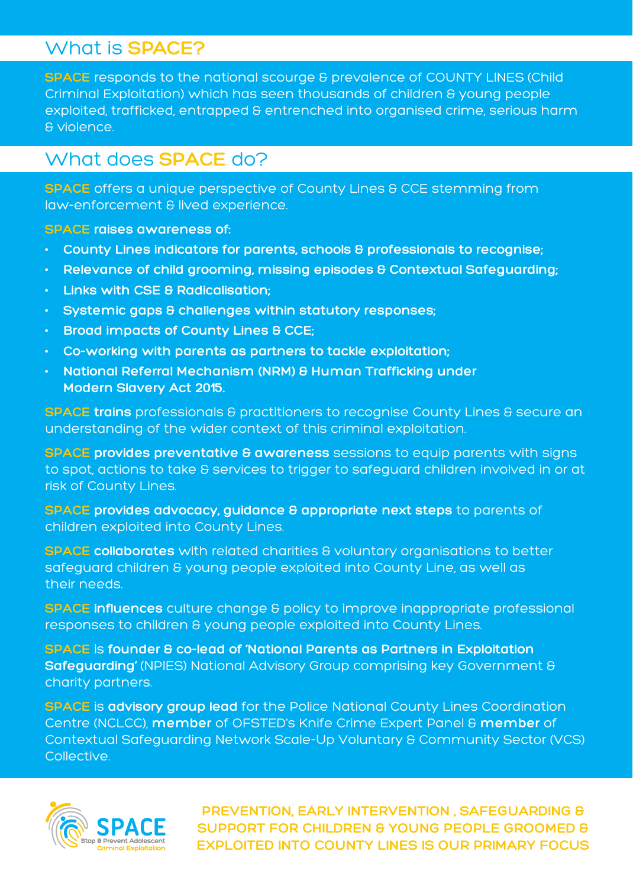## What is **SPACE?**

**SPACE** responds to the national scourge & prevalence of COUNTY LINES (Child Criminal Exploitation) which has seen thousands of children & young people exploited, trafficked, entrapped & entrenched into organised crime, serious harm & violence.

## What does **SPACE** do?

**SPACE** offers a unique perspective of County Lines & CCE stemming from law-enforcement & lived experience.

**SPACE raises awareness of:**

- **County Lines indicators for parents, schools & professionals to recognise;**
- **Relevance of child grooming, missing episodes & Contextual Safeguarding;**
- **Links with CSE & Radicalisation;**
- **Systemic gaps & challenges within statutory responses;**
- **Broad impacts of County Lines & CCE;**
- **Co-working with parents as partners to tackle exploitation;**
- **National Referral Mechanism (NRM) & Human Trafficking under Modern Slavery Act 2015.**

**SPACE trains** professionals & practitioners to recognise County Lines & secure an understanding of the wider context of this criminal exploitation.

**SPACE provides preventative & awareness** sessions to equip parents with signs to spot, actions to take & services to trigger to safeguard children involved in or at risk of County Lines.

**SPACE provides advocacy, guidance & appropriate next steps** to parents of children exploited into County Lines.

**SPACE collaborates** with related charities & voluntary organisations to better safeguard children & young people exploited into County Line, as well as their needs.

**SPACE influences** culture change & policy to improve inappropriate professional responses to children & young people exploited into County Lines.

**SPACE** is **founder & co-lead of 'National Parents as Partners in Exploitation Safeguarding'** (NPIES) National Advisory Group comprising key Government & charity partners.

**SPACE** is **advisory group lead** for the Police National County Lines Coordination Centre (NCLCC), **member** of OFSTED's Knife Crime Expert Panel & **member** of Contextual Safeguarding Network Scale-Up Voluntary & Community Sector (VCS) Collective.

SPACE
Stop & Prevent Adolescent Criminal Exploitation

**PREVENTION, EARLY INTERVENTION , SAFEGUARDING & SUPPORT FOR CHILDREN & YOUNG PEOPLE GROOMED & EXPLOITED INTO COUNTY LINES IS OUR PRIMARY FOCUS**